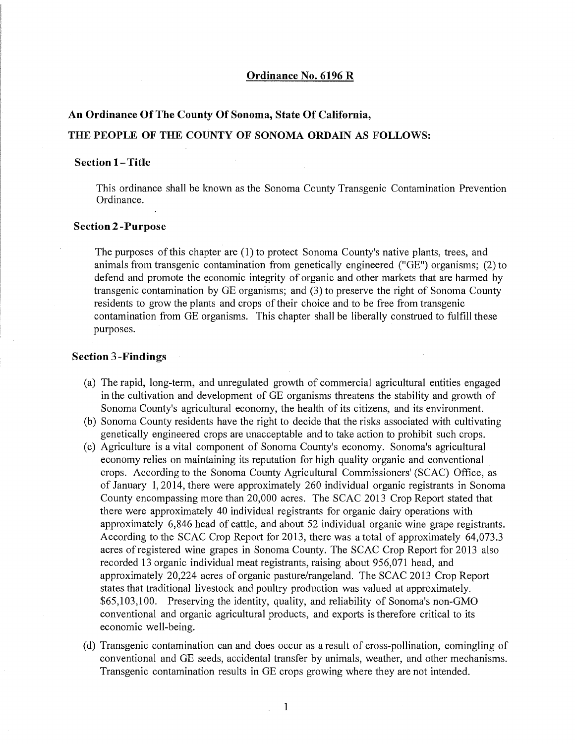# Ordinance No. 6196 R

## An Ordinance Of The County Of Sonoma, State Of California,

## THE PEOPLE OF THE COUNTY OF SONOMA ORDAIN AS FOLLOWS:

### Section 1 – Title

This ordinance shall be known as the Sonoma County Transgenic Contamination Prevention Ordinance.

### Section 2 - Purpose

The purposes of this chapter are (1) to protect Sonoma County's native plants, trees, and animals from transgenic contamination from genetically engineered ("GE") organisms; (2) to defend and promote the economic integrity of organic and other markets that are harmed by transgenic contamination by GE organisms; and (3) to preserve the right of Sonoma County residents to grow the plants and crops of their choice and to be free from transgenic contamination from GE organisms. This chapter shall be liberally construed to fulfill these purposes.

### Section 3 - Findings

(a) The rapid, long-term, and unregulated growth of commercial agricultural entities engaged in the cultivation and development of GE organisms threatens the stability and growth of Sonoma County's agricultural economy, the health of its citizens, and its environment.

(b) Sonoma County residents have the right to decide that the risks associated with cultivating genetically engineered crops are unacceptable and to take action to prohibit such crops.

(c) Agriculture is a vital component of Sonoma County's economy. Sonoma's agricultural economy relies on maintaining its reputation for high quality organic and conventional crops. According to the Sonoma County Agricultural Commissioners' (SCAC) Office, as of January 1, 2014, there were approximately 260 individual organic registrants in Sonoma County encompassing more than 20,000 acres. The SCAC 2013 Crop Report stated that there were approximately 40 individual registrants for organic dairy operations with approximately 6,846 head of cattle, and about 52 individual organic wine grape registrants. According to the SCAC Crop Report for 2013, there was a total of approximately 64,073.3 acres of registered wine grapes in Sonoma County. The SCAC Crop Report for 2013 also recorded 13 organic individual meat registrants, raising about 956,071 head, and approximately 20,224 acres of organic pasture/rangeland. The SCAC 2013 Crop Report states that traditional livestock and poultry production was valued at approximately. $65,103,100. Preserving the identity, quality, and reliability of Sonoma's non-GMO conventional and organic agricultural products, and exports is therefore critical to its economic well-being.

(d) Transgenic contamination can and does occur as a result of cross-pollination, comingling of conventional and GE seeds, accidental transfer by animals, weather, and other mechanisms. Transgenic contamination results in GE crops growing where they are not intended.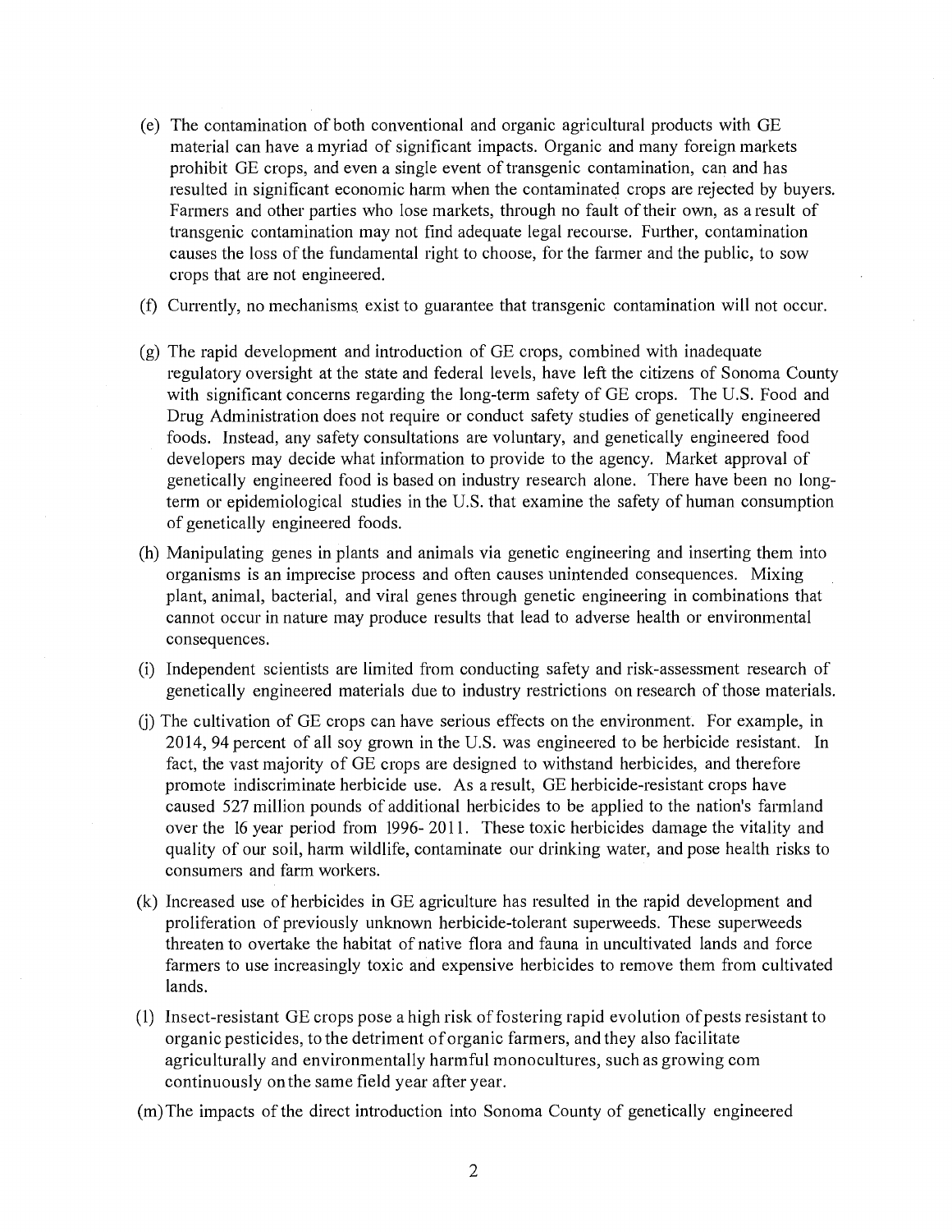(e) The contamination of both conventional and organic agricultural products with GE material can have a myriad of significant impacts. Organic and many foreign markets prohibit GE crops, and even a single event of transgenic contamination, can and has resulted in significant economic harm when the contaminated crops are rejected by buyers. Farmers and other parties who lose markets, through no fault of their own, as a result of transgenic contamination may not find adequate legal recourse. Further, contamination causes the loss of the fundamental right to choose, for the farmer and the public, to sow crops that are not engineered.

(f) Currently, no mechanisms exist to guarantee that transgenic contamination will not occur.

(g) The rapid development and introduction of GE crops, combined with inadequate regulatory oversight at the state and federal levels, have left the citizens of Sonoma County with significant concerns regarding the long-term safety of GE crops. The U.S. Food and Drug Administration does not require or conduct safety studies of genetically engineered foods. Instead, any safety consultations are voluntary, and genetically engineered food developers may decide what information to provide to the agency. Market approval of genetically engineered food is based on industry research alone. There have been no long-term or epidemiological studies in the U.S. that examine the safety of human consumption of genetically engineered foods.

(h) Manipulating genes in plants and animals via genetic engineering and inserting them into organisms is an imprecise process and often causes unintended consequences. Mixing plant, animal, bacterial, and viral genes through genetic engineering in combinations that cannot occur in nature may produce results that lead to adverse health or environmental consequences.

(i) Independent scientists are limited from conducting safety and risk-assessment research of genetically engineered materials due to industry restrictions on research of those materials.

(j) The cultivation of GE crops can have serious effects on the environment. For example, in 2014, 94 percent of all soy grown in the U.S. was engineered to be herbicide resistant. In fact, the vast majority of GE crops are designed to withstand herbicides, and therefore promote indiscriminate herbicide use. As a result, GE herbicide-resistant crops have caused 527 million pounds of additional herbicides to be applied to the nation's farmland over the 16 year period from 1996- 2011. These toxic herbicides damage the vitality and quality of our soil, harm wildlife, contaminate our drinking water, and pose health risks to consumers and farm workers.

(k) Increased use of herbicides in GE agriculture has resulted in the rapid development and proliferation of previously unknown herbicide-tolerant superweeds. These superweeds threaten to overtake the habitat of native flora and fauna in uncultivated lands and force farmers to use increasingly toxic and expensive herbicides to remove them from cultivated lands.

(l) Insect-resistant GE crops pose a high risk of fostering rapid evolution of pests resistant to organic pesticides, to the detriment of organic farmers, and they also facilitate agriculturally and environmentally harmful monocultures, such as growing com continuously on the same field year after year.

(m) The impacts of the direct introduction into Sonoma County of genetically engineered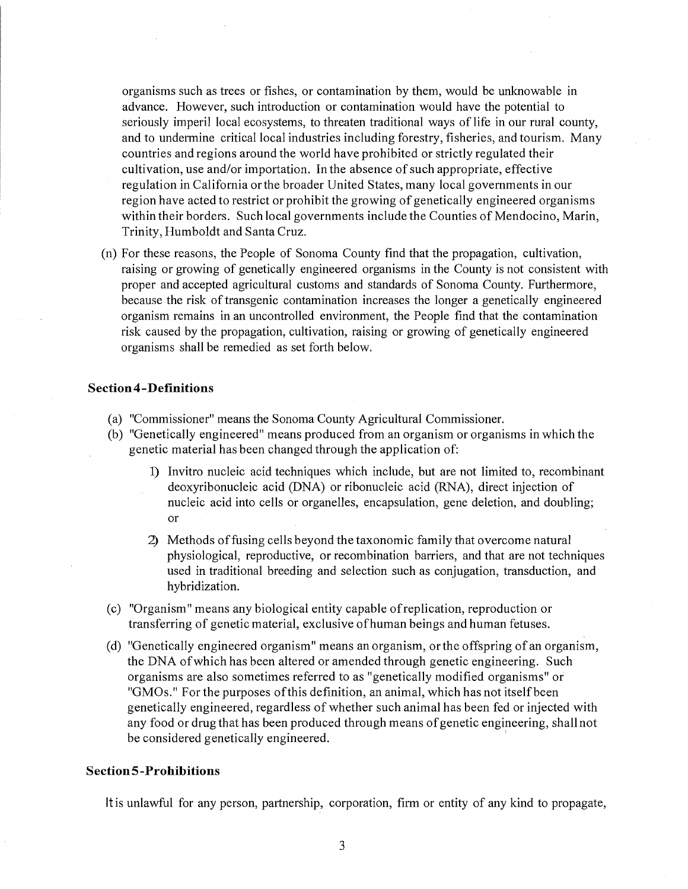organisms such as trees or fishes, or contamination by them, would be unknowable in advance. However, such introduction or contamination would have the potential to seriously imperil local ecosystems, to threaten traditional ways of life in our rural county, and to undermine critical local industries including forestry, fisheries, and tourism. Many countries and regions around the world have prohibited or strictly regulated their cultivation, use and/or importation. In the absence of such appropriate, effective regulation in California or the broader United States, many local governments in our region have acted to restrict or prohibit the growing of genetically engineered organisms within their borders. Such local governments include the Counties of Mendocino, Marin, Trinity, Humboldt and Santa Cruz.

(n) For these reasons, the People of Sonoma County find that the propagation, cultivation, raising or growing of genetically engineered organisms in the County is not consistent with proper and accepted agricultural customs and standards of Sonoma County. Furthermore, because the risk of transgenic contamination increases the longer a genetically engineered organism remains in an uncontrolled environment, the People find that the contamination risk caused by the propagation, cultivation, raising or growing of genetically engineered organisms shall be remedied as set forth below.

### Section 4 - Definitions

(a) "Commissioner" means the Sonoma County Agricultural Commissioner.

(b) "Genetically engineered" means produced from an organism or organisms in which the genetic material has been changed through the application of:

1) Invitro nucleic acid techniques which include, but are not limited to, recombinant deoxyribonucleic acid (DNA) or ribonucleic acid (RNA), direct injection of nucleic acid into cells or organelles, encapsulation, gene deletion, and doubling; or

2) Methods of fusing cells beyond the taxonomic family that overcome natural physiological, reproductive, or recombination barriers, and that are not techniques used in traditional breeding and selection such as conjugation, transduction, and hybridization.

(c) "Organism" means any biological entity capable of replication, reproduction or transferring of genetic material, exclusive of human beings and human fetuses.

(d) "Genetically engineered organism" means an organism, or the offspring of an organism, the DNA of which has been altered or amended through genetic engineering. Such organisms are also sometimes referred to as "genetically modified organisms" or "GMOs." For the purposes of this definition, an animal, which has not itself been genetically engineered, regardless of whether such animal has been fed or injected with any food or drug that has been produced through means of genetic engineering, shall not be considered genetically engineered.

### Section 5 - Prohibitions

It is unlawful for any person, partnership, corporation, firm or entity of any kind to propagate,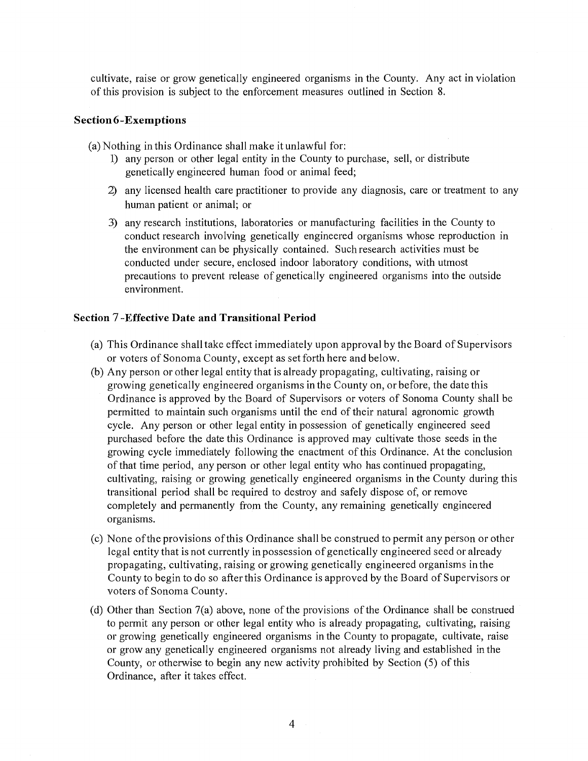cultivate, raise or grow genetically engineered organisms in the County. Any act in violation of this provision is subject to the enforcement measures outlined in Section 8.

### Section 6-Exemptions

(a) Nothing in this Ordinance shall make it unlawful for:

1) any person or other legal entity in the County to purchase, sell, or distribute genetically engineered human food or animal feed;

2) any licensed health care practitioner to provide any diagnosis, care or treatment to any human patient or animal; or

3) any research institutions, laboratories or manufacturing facilities in the County to conduct research involving genetically engineered organisms whose reproduction in the environment can be physically contained. Such research activities must be conducted under secure, enclosed indoor laboratory conditions, with utmost precautions to prevent release of genetically engineered organisms into the outside environment.

### Section 7 -Effective Date and Transitional Period

(a) This Ordinance shall take effect immediately upon approval by the Board of Supervisors or voters of Sonoma County, except as set forth here and below.

(b) Any person or other legal entity that is already propagating, cultivating, raising or growing genetically engineered organisms in the County on, or before, the date this Ordinance is approved by the Board of Supervisors or voters of Sonoma County shall be permitted to maintain such organisms until the end of their natural agronomic growth cycle. Any person or other legal entity in possession of genetically engineered seed purchased before the date this Ordinance is approved may cultivate those seeds in the growing cycle immediately following the enactment of this Ordinance. At the conclusion of that time period, any person or other legal entity who has continued propagating, cultivating, raising or growing genetically engineered organisms in the County during this transitional period shall be required to destroy and safely dispose of, or remove completely and permanently from the County, any remaining genetically engineered organisms.

(c) None of the provisions of this Ordinance shall be construed to permit any person or other legal entity that is not currently in possession of genetically engineered seed or already propagating, cultivating, raising or growing genetically engineered organisms in the County to begin to do so after this Ordinance is approved by the Board of Supervisors or voters of Sonoma County.

(d) Other than Section 7(a) above, none of the provisions of the Ordinance shall be construed to permit any person or other legal entity who is already propagating, cultivating, raising or growing genetically engineered organisms in the County to propagate, cultivate, raise or grow any genetically engineered organisms not already living and established in the County, or otherwise to begin any new activity prohibited by Section (5) of this Ordinance, after it takes effect.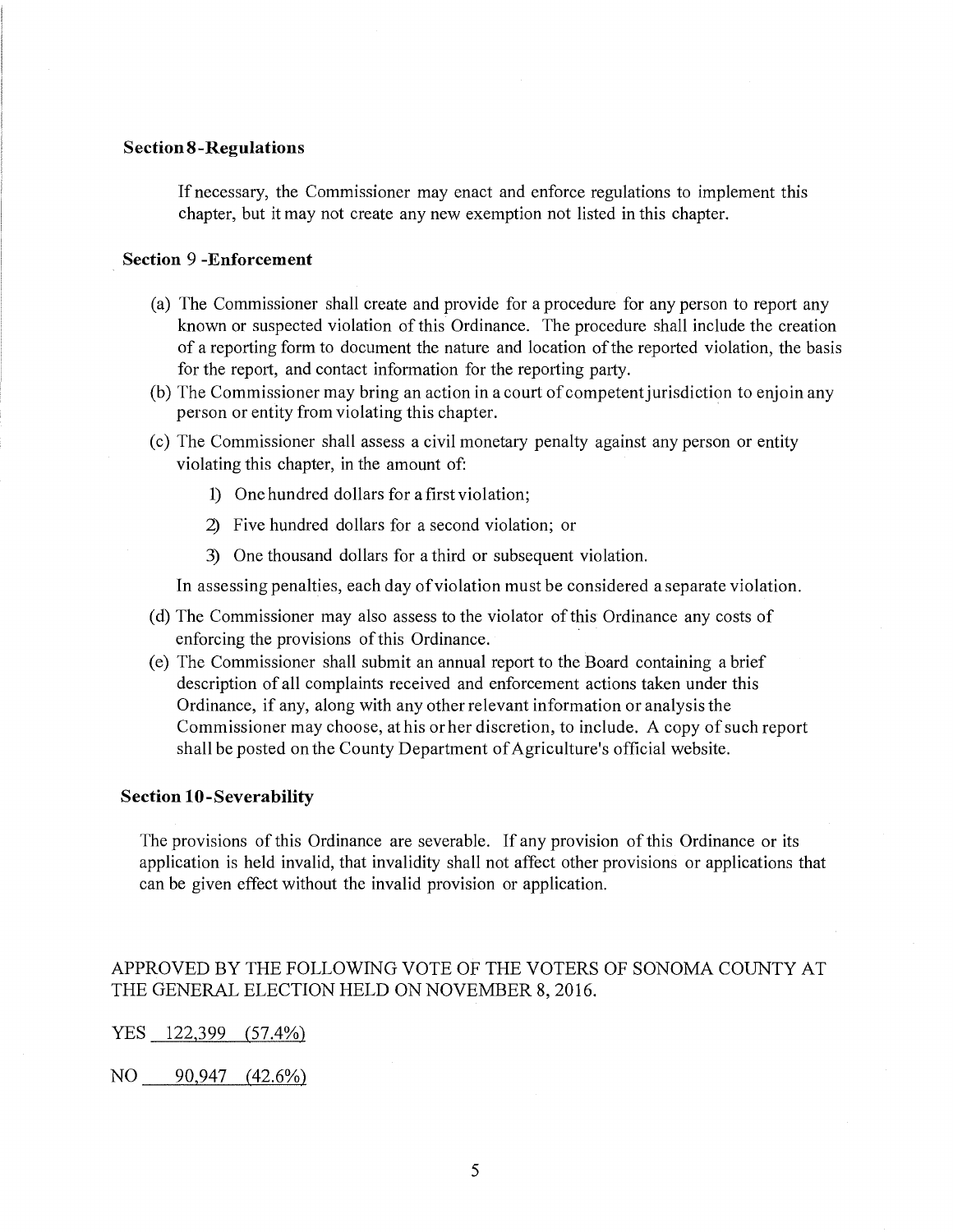### Section 8 - Regulations

If necessary, the Commissioner may enact and enforce regulations to implement this chapter, but it may not create any new exemption not listed in this chapter.

### Section 9 - Enforcement

(a) The Commissioner shall create and provide for a procedure for any person to report any known or suspected violation of this Ordinance. The procedure shall include the creation of a reporting form to document the nature and location of the reported violation, the basis for the report, and contact information for the reporting party.

(b) The Commissioner may bring an action in a court of competent jurisdiction to enjoin any person or entity from violating this chapter.

(c) The Commissioner shall assess a civil monetary penalty against any person or entity violating this chapter, in the amount of:

1) One hundred dollars for a first violation;

2) Five hundred dollars for a second violation; or

3) One thousand dollars for a third or subsequent violation.

In assessing penalties, each day of violation must be considered a separate violation.

(d) The Commissioner may also assess to the violator of this Ordinance any costs of enforcing the provisions of this Ordinance.

(e) The Commissioner shall submit an annual report to the Board containing a brief description of all complaints received and enforcement actions taken under this Ordinance, if any, along with any other relevant information or analysis the Commissioner may choose, at his or her discretion, to include. A copy of such report shall be posted on the County Department of Agriculture's official website.

### Section 10 - Severability

The provisions of this Ordinance are severable. If any provision of this Ordinance or its application is held invalid, that invalidity shall not affect other provisions or applications that can be given effect without the invalid provision or application.

APPROVED BY THE FOLLOWING VOTE OF THE VOTERS OF SONOMA COUNTY AT THE GENERAL ELECTION HELD ON NOVEMBER 8, 2016.

YES 122,399 (57.4%)

NO 90,947 (42.6%)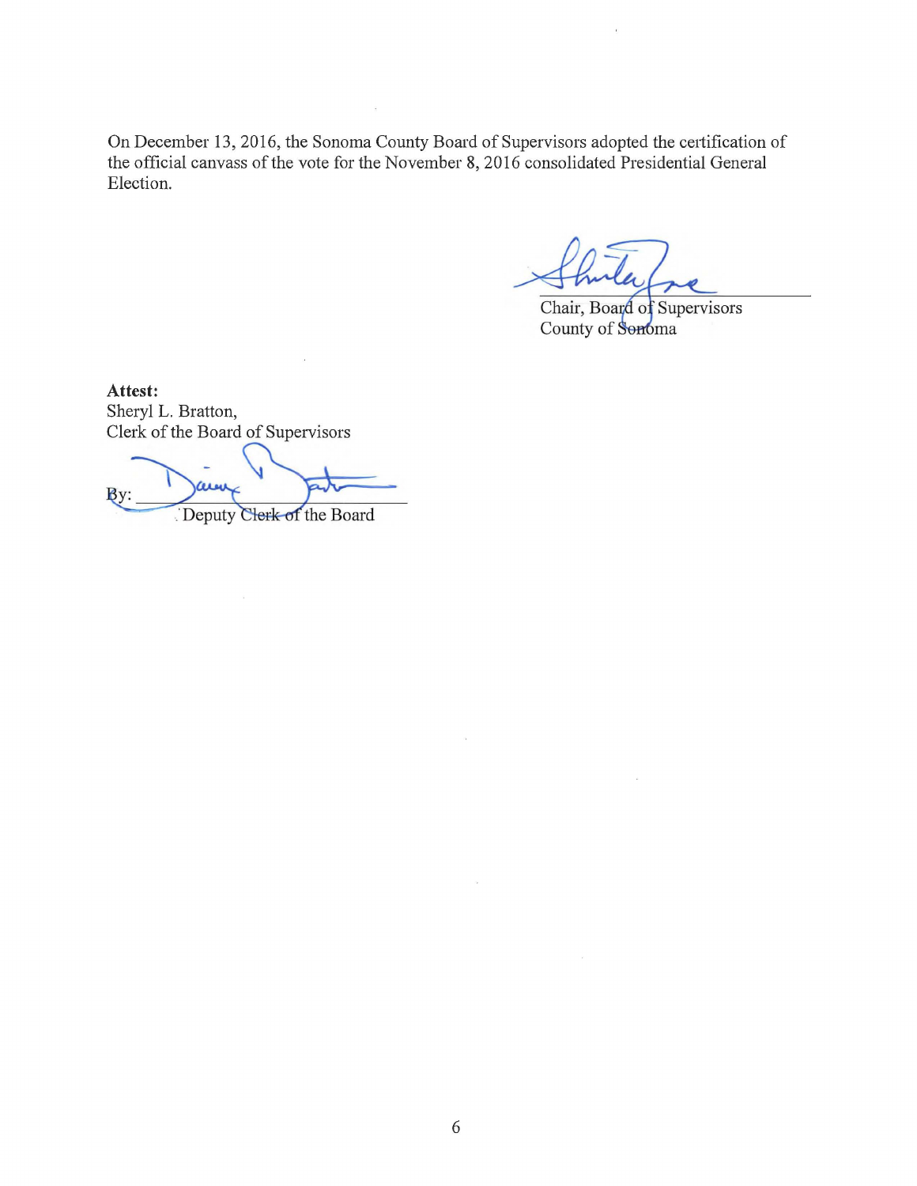On December 13, 2016, the Sonoma County Board of Supervisors adopted the certification of the official canvass of the vote for the November 8, 2016 consolidated Presidential General Election.

Chair, Board of Supervisors
County of Sonoma

**Attest:**
Sheryl L. Bratton,
Clerk of the Board of Supervisors

By: ______________________
Deputy Clerk of the Board